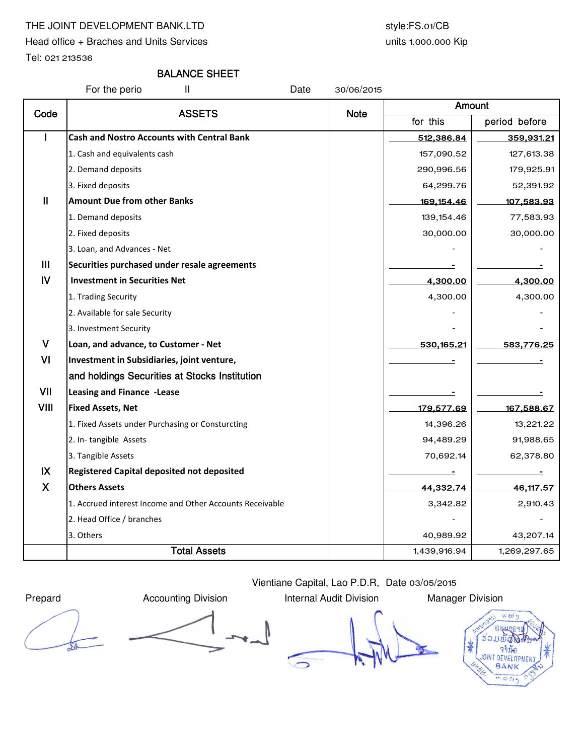THE JOINT DEVELOPMENT BANK.LTD

Head office + Braches and Units Services

Tel: 021 213536

style:FS.01/CB

units 1.000.000 Kip

# BALANCE SHEET

For the perio II Date 30/06/2015

| Code | ASSETS | Note | Amount | |
|---|---|---|---|---|
| | | | for this | period before |
| I | **Cash and Nostro Accounts with Central Bank** | | 512,386.84 | 359,931.21 |
| | 1. Cash and equivalents cash | | 157,090.52 | 127,613.38 |
| | 2. Demand deposits | | 290,996.56 | 179,925.91 |
| | 3. Fixed deposits | | 64,299.76 | 52,391.92 |
| II | **Amount Due from other Banks** | | 169,154.46 | 107,583.93 |
| | 1. Demand deposits | | 139,154.46 | 77,583.93 |
| | 2. Fixed deposits | | 30,000.00 | 30,000.00 |
| | 3. Loan, and Advances - Net | | - | - |
| III | **Securities purchased under resale agreements** | | - | - |
| IV | **Investment in Securities Net** | | 4,300.00 | 4,300.00 |
| | 1. Trading Security | | 4,300.00 | 4,300.00 |
| | 2. Available for sale Security | | - | - |
| | 3. Investment Security | | - | - |
| V | **Loan, and advance, to Customer - Net** | | 530,165.21 | 583,776.25 |
| VI | **Investment in Subsidiaries, joint venture, and holdings Securities at Stocks Institution** | | - | - |
| VII | **Leasing and Finance -Lease** | | - | - |
| VIII | **Fixed Assets, Net** | | 179,577.69 | 167,588.67 |
| | 1. Fixed Assets under Purchasing or Consturcting | | 14,396.26 | 13,221.22 |
| | 2. In- tangible Assets | | 94,489.29 | 91,988.65 |
| | 3. Tangible Assets | | 70,692.14 | 62,378.80 |
| IX | **Registered Capital deposited not deposited** | | - | - |
| X | **Others Assets** | | 44,332.74 | 46,117.57 |
| | 1. Accrued interest Income and Other Accounts Receivable | | 3,342.82 | 2,910.43 |
| | 2. Head Office / branches | | - | - |
| | 3. Others | | 40,989.92 | 43,207.14 |
| | **Total Assets** | | 1,439,916.94 | 1,269,297.65 |

Vientiane Capital, Lao P.D.R, Date 03/05/2015

| Prepard | Accounting Division | Internal Audit Division | Manager Division |
|---|---|---|---|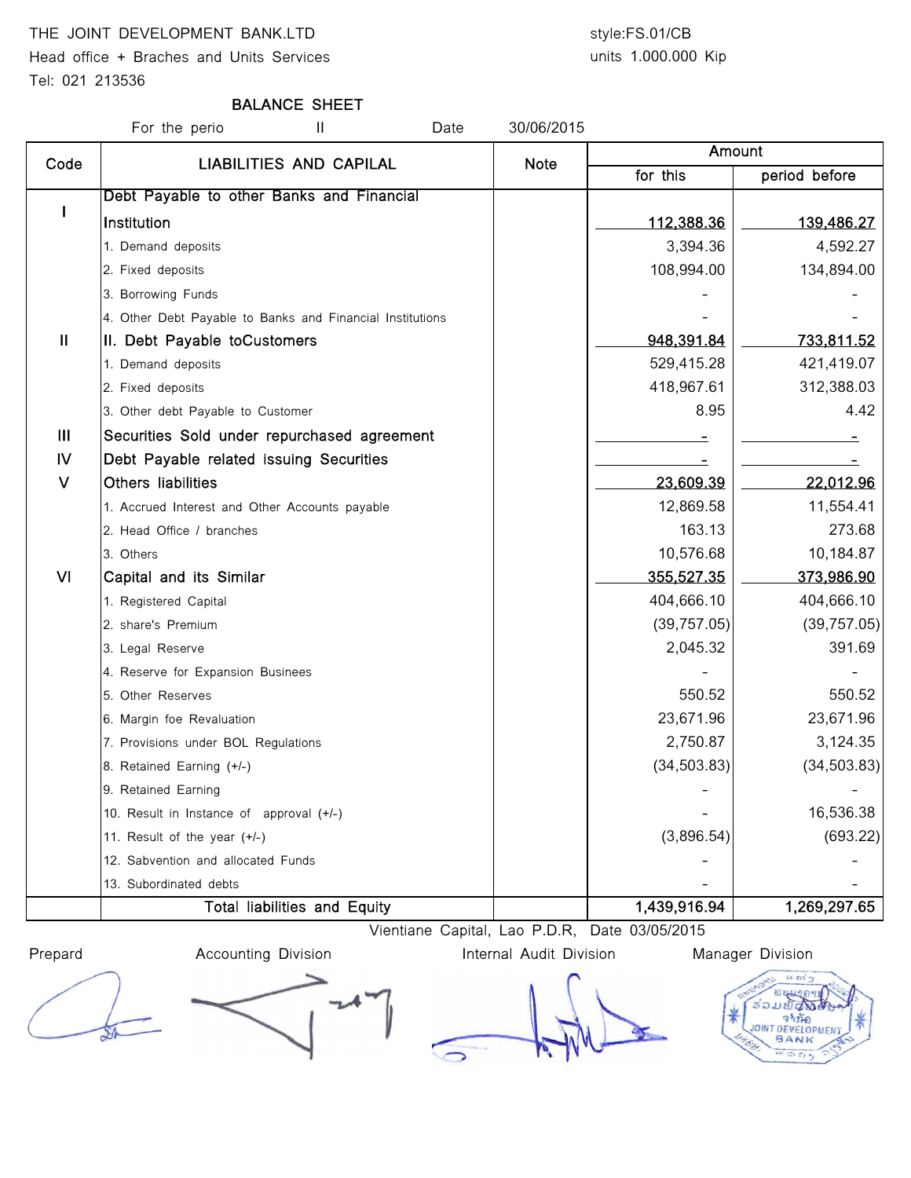THE JOINT DEVELOPMENT BANK.LTD
Head office + Braches and Units Services
Tel: 021 213536

style:FS.01/CB
units 1.000.000 Kip

## BALANCE SHEET

For the perio II Date 30/06/2015

| Code | LIABILITIES AND CAPILAL | Note | Amount | |
|---|---|---|---|---|
| | | | for this | period before |
| I | Debt Payable to other Banks and Financial Institution | | 112,388.36 | 139,486.27 |
| | 1. Demand deposits | | 3,394.36 | 4,592.27 |
| | 2. Fixed deposits | | 108,994.00 | 134,894.00 |
| | 3. Borrowing Funds | | - | - |
| | 4. Other Debt Payable to Banks and Financial Institutions | | - | - |
| II | II. Debt Payable toCustomers | | 948,391.84 | 733,811.52 |
| | 1. Demand deposits | | 529,415.28 | 421,419.07 |
| | 2. Fixed deposits | | 418,967.61 | 312,388.03 |
| | 3. Other debt Payable to Customer | | 8.95 | 4.42 |
| III | Securities Sold under repurchased agreement | | - | - |
| IV | Debt Payable related issuing Securities | | - | - |
| V | Others liabilities | | 23,609.39 | 22,012.96 |
| | 1. Accrued Interest and Other Accounts payable | | 12,869.58 | 11,554.41 |
| | 2. Head Office / branches | | 163.13 | 273.68 |
| | 3. Others | | 10,576.68 | 10,184.87 |
| VI | Capital and its Similar | | 355,527.35 | 373,986.90 |
| | 1. Registered Capital | | 404,666.10 | 404,666.10 |
| | 2. share's Premium | | (39,757.05) | (39,757.05) |
| | 3. Legal Reserve | | 2,045.32 | 391.69 |
| | 4. Reserve for Expansion Businees | | - | - |
| | 5. Other Reserves | | 550.52 | 550.52 |
| | 6. Margin foe Revaluation | | 23,671.96 | 23,671.96 |
| | 7. Provisions under BOL Regulations | | 2,750.87 | 3,124.35 |
| | 8. Retained Earning (+/-) | | (34,503.83) | (34,503.83) |
| | 9. Retained Earning | | - | - |
| | 10. Result in Instance of approval (+/-) | | - | 16,536.38 |
| | 11. Result of the year (+/-) | | (3,896.54) | (693.22) |
| | 12. Sabvention and allocated Funds | | - | - |
| | 13. Subordinated debts | | - | - |
| | Total liabilities and Equity | | 1,439,916.94 | 1,269,297.65 |

Vientiane Capital, Lao P.D.R, Date 03/05/2015

| Prepard | Accounting Division | Internal Audit Division | Manager Division |
|---|---|---|---|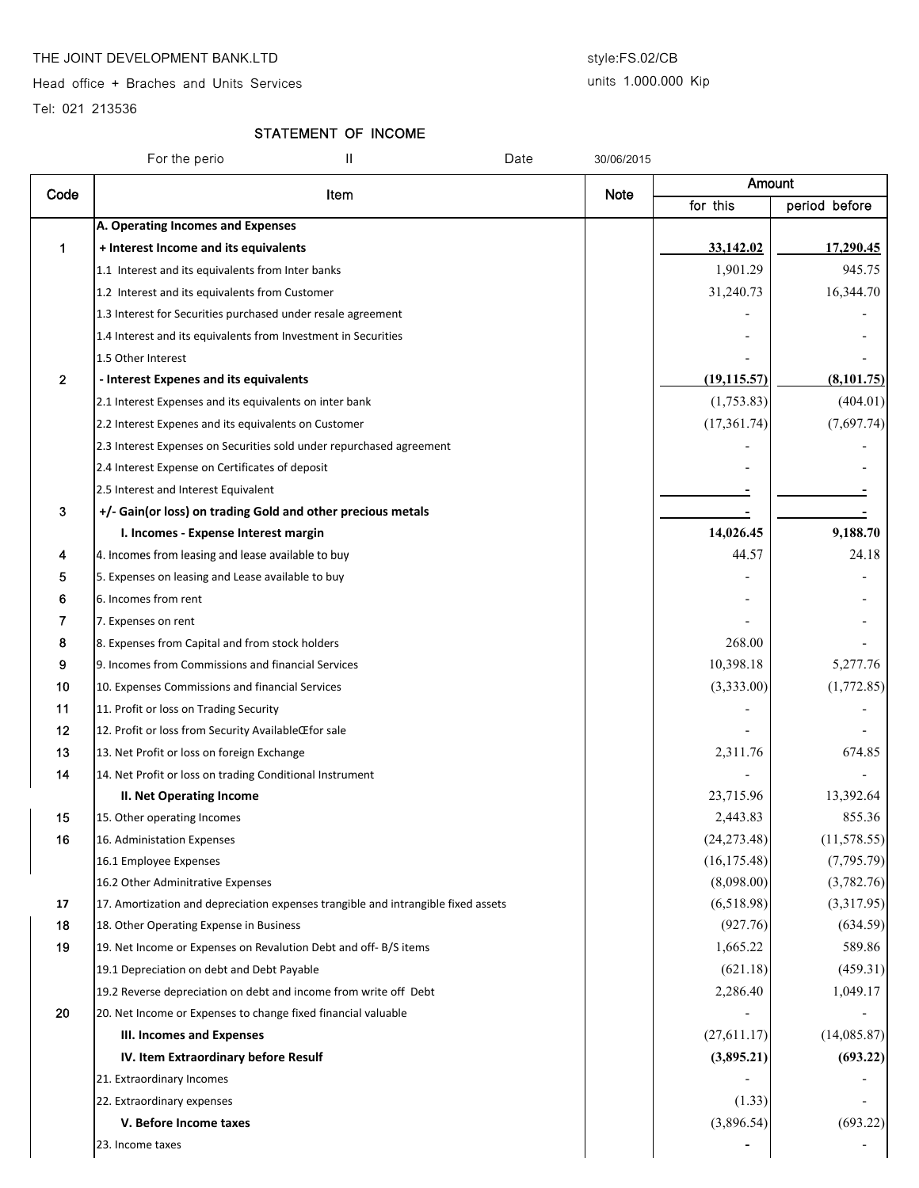THE JOINT DEVELOPMENT BANK.LTD

Head office + Braches and Units Services

Tel: 021 213536

style:FS.02/CB

units 1.000.000 Kip

# STATEMENT OF INCOME

For the perio II Date 30/06/2015

| Code | Item | Note | Amount | |
|---|---|---|---|---|
| | | | for this | period before |
| | **A. Operating Incomes and Expenses** | | | |
| 1 | **+ Interest Income and its equivalents** | | **33,142.02** | **17,290.45** |
| | 1.1 Interest and its equivalents from Inter banks | | 1,901.29 | 945.75 |
| | 1.2 Interest and its equivalents from Customer | | 31,240.73 | 16,344.70 |
| | 1.3 Interest for Securities purchased under resale agreement | | - | - |
| | 1.4 Interest and its equivalents from Investment in Securities | | - | - |
| | 1.5 Other Interest | | - | - |
| 2 | **- Interest Expenes and its equivalents** | | **(19,115.57)** | **(8,101.75)** |
| | 2.1 Interest Expenses and its equivalents on inter bank | | (1,753.83) | (404.01) |
| | 2.2 Interest Expenes and its equivalents on Customer | | (17,361.74) | (7,697.74) |
| | 2.3 Interest Expenses on Securities sold under repurchased agreement | | - | - |
| | 2.4 Interest Expense on Certificates of deposit | | - | - |
| | 2.5 Interest and Interest Equivalent | | - | - |
| 3 | **+/- Gain(or loss) on trading Gold and other precious metals** | | - | - |
| | **I. Incomes - Expense Interest margin** | | **14,026.45** | **9,188.70** |
| 4 | 4. Incomes from leasing and lease available to buy | | 44.57 | 24.18 |
| 5 | 5. Expenses on leasing and Lease available to buy | | - | - |
| 6 | 6. Incomes from rent | | - | - |
| 7 | 7. Expenses on rent | | - | - |
| 8 | 8. Expenses from Capital and from stock holders | | 268.00 | - |
| 9 | 9. Incomes from Commissions and financial Services | | 10,398.18 | 5,277.76 |
| 10 | 10. Expenses Commissions and financial Services | | (3,333.00) | (1,772.85) |
| 11 | 11. Profit or loss on Trading Security | | - | - |
| 12 | 12. Profit or loss from Security AvailableŒfor sale | | - | - |
| 13 | 13. Net Profit or loss on foreign Exchange | | 2,311.76 | 674.85 |
| 14 | 14. Net Profit or loss on trading Conditional Instrument | | - | - |
| | **II. Net Operating Income** | | 23,715.96 | 13,392.64 |
| 15 | 15. Other operating Incomes | | 2,443.83 | 855.36 |
| 16 | 16. Administation Expenses | | (24,273.48) | (11,578.55) |
| | 16.1 Employee Expenses | | (16,175.48) | (7,795.79) |
| | 16.2 Other Admintrative Expenses | | (8,098.00) | (3,782.76) |
| 17 | 17. Amortization and depreciation expenses trangible and intrangible fixed assets | | (6,518.98) | (3,317.95) |
| 18 | 18. Other Operating Expense in Business | | (927.76) | (634.59) |
| 19 | 19. Net Income or Expenses on Revalution Debt and off- B/S items | | 1,665.22 | 589.86 |
| | 19.1 Depreciation on debt and Debt Payable | | (621.18) | (459.31) |
| | 19.2 Reverse depreciation on debt and income from write off Debt | | 2,286.40 | 1,049.17 |
| 20 | 20. Net Income or Expenses to change fixed financial valuable | | - | - |
| | **III. Incomes and Expenses** | | (27,611.17) | (14,085.87) |
| | **IV. Item Extraordinary before Resulf** | | **(3,895.21)** | **(693.22)** |
| | 21. Extraordinary Incomes | | - | - |
| | 22. Extraordinary expenses | | (1.33) | - |
| | **V. Before Income taxes** | | (3,896.54) | (693.22) |
| | 23. Income taxes | | - | - |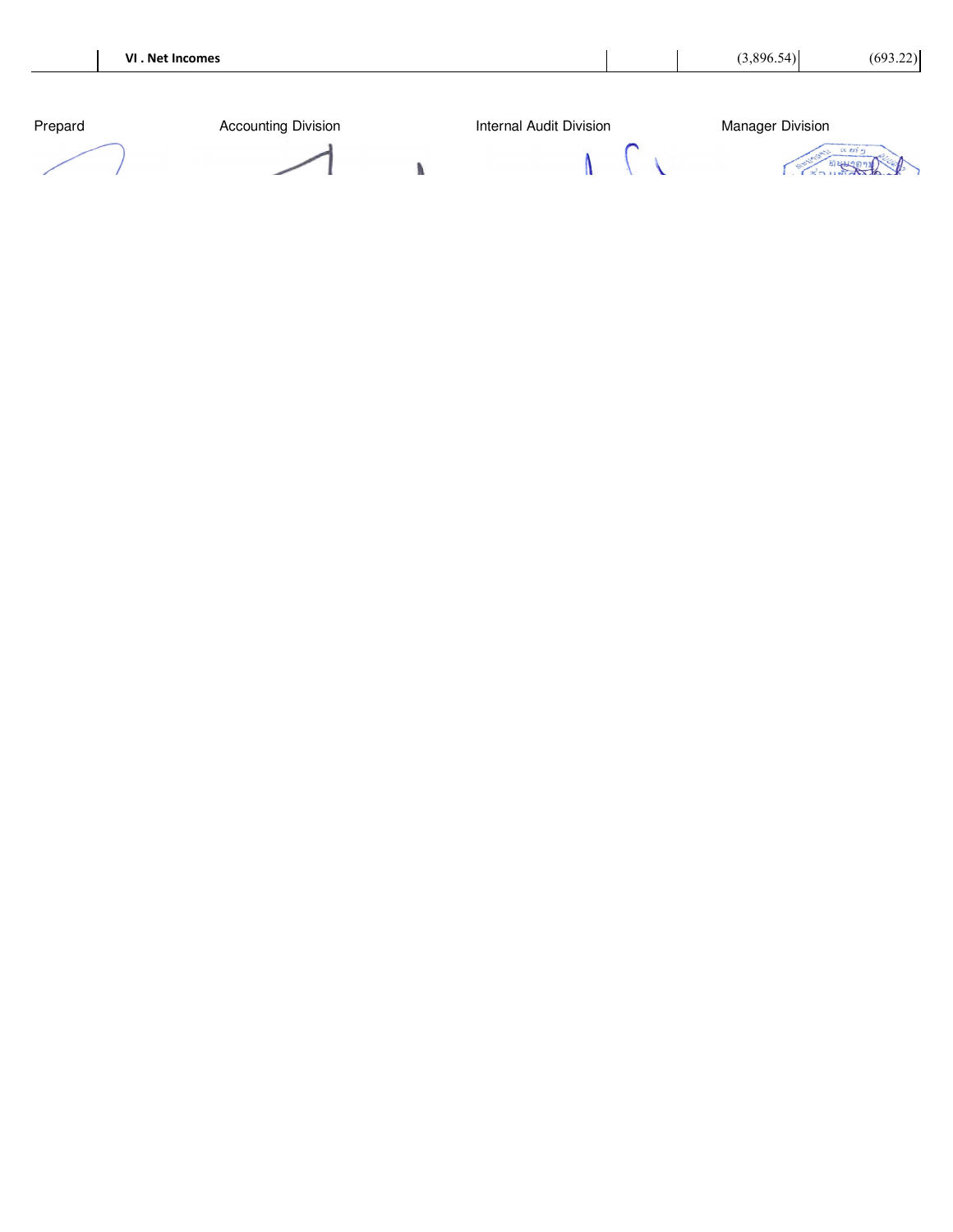| | | | | |
|---|---|---|---|---|
| | VI . Net Incomes | | (3,896.54) | (693.22) |

Prepard  Accounting Division  Internal Audit Division  Manager Division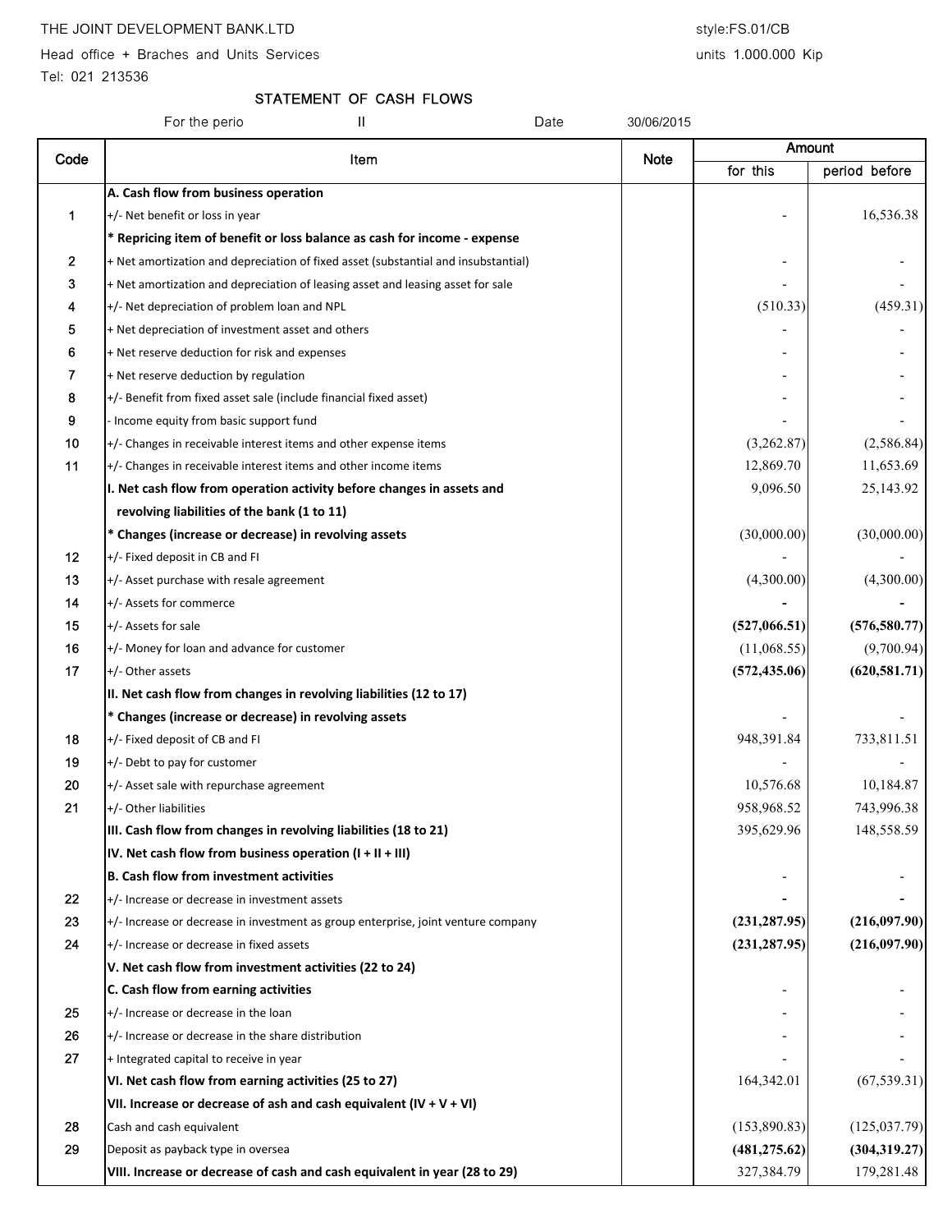THE JOINT DEVELOPMENT BANK.LTD

Head office + Braches and Units Services

Tel: 021 213536

style:FS.01/CB

units 1.000.000 Kip

# STATEMENT OF CASH FLOWS

For the perio II Date 30/06/2015

| Code | Item | Note | Amount | |
|---|---|---|---|---|
| | | | for this | period before |
| | **A. Cash flow from business operation** | | | |
| 1 | +/- Net benefit or loss in year | | - | 16,536.38 |
| | **\* Repricing item of benefit or loss balance as cash for income - expense** | | | |
| 2 | + Net amortization and depreciation of fixed asset (substantial and insubstantial) | | - | - |
| 3 | + Net amortization and depreciation of leasing asset and leasing asset for sale | | - | - |
| 4 | +/- Net depreciation of problem loan and NPL | | (510.33) | (459.31) |
| 5 | + Net depreciation of investment asset and others | | - | - |
| 6 | + Net reserve deduction for risk and expenses | | - | - |
| 7 | + Net reserve deduction by regulation | | - | - |
| 8 | +/- Benefit from fixed asset sale (include financial fixed asset) | | - | - |
| 9 | - Income equity from basic support fund | | - | - |
| 10 | +/- Changes in receivable interest items and other expense items | | (3,262.87) | (2,586.84) |
| 11 | +/- Changes in receivable interest items and other income items | | 12,869.70 | 11,653.69 |
| | **I. Net cash flow from operation activity before changes in assets and revolving liabilities of the bank (1 to 11)** | | 9,096.50 | 25,143.92 |
| | **\* Changes (increase or decrease) in revolving assets** | | (30,000.00) | (30,000.00) |
| 12 | +/- Fixed deposit in CB and FI | | - | - |
| 13 | +/- Asset purchase with resale agreement | | (4,300.00) | (4,300.00) |
| 14 | +/- Assets for commerce | | **-** | **-** |
| 15 | +/- Assets for sale | | **(527,066.51)** | **(576,580.77)** |
| 16 | +/- Money for loan and advance for customer | | (11,068.55) | (9,700.94) |
| 17 | +/- Other assets | | **(572,435.06)** | **(620,581.71)** |
| | **II. Net cash flow from changes in revolving liabilities (12 to 17)** | | | |
| | **\* Changes (increase or decrease) in revolving assets** | | - | - |
| 18 | +/- Fixed deposit of CB and FI | | 948,391.84 | 733,811.51 |
| 19 | +/- Debt to pay for customer | | - | - |
| 20 | +/- Asset sale with repurchase agreement | | 10,576.68 | 10,184.87 |
| 21 | +/- Other liabilities | | 958,968.52 | 743,996.38 |
| | **III. Cash flow from changes in revolving liabilities (18 to 21)** | | 395,629.96 | 148,558.59 |
| | **IV. Net cash flow from business operation (I + II + III)** | | | |
| | **B. Cash flow from investment activities** | | - | - |
| 22 | +/- Increase or decrease in investment assets | | **-** | **-** |
| 23 | +/- Increase or decrease in investment as group enterprise, joint venture company | | **(231,287.95)** | **(216,097.90)** |
| 24 | +/- Increase or decrease in fixed assets | | **(231,287.95)** | **(216,097.90)** |
| | **V. Net cash flow from investment activities (22 to 24)** | | | |
| | **C. Cash flow from earning activities** | | - | - |
| 25 | +/- Increase or decrease in the loan | | - | - |
| 26 | +/- Increase or decrease in the share distribution | | - | - |
| 27 | + Integrated capital to receive in year | | - | - |
| | **VI. Net cash flow from earning activities (25 to 27)** | | 164,342.01 | (67,539.31) |
| | **VII. Increase or decrease of ash and cash equivalent (IV + V + VI)** | | | |
| 28 | Cash and cash equivalent | | (153,890.83) | (125,037.79) |
| 29 | Deposit as payback type in oversea | | **(481,275.62)** | **(304,319.27)** |
| | **VIII. Increase or decrease of cash and cash equivalent in year (28 to 29)** | | 327,384.79 | 179,281.48 |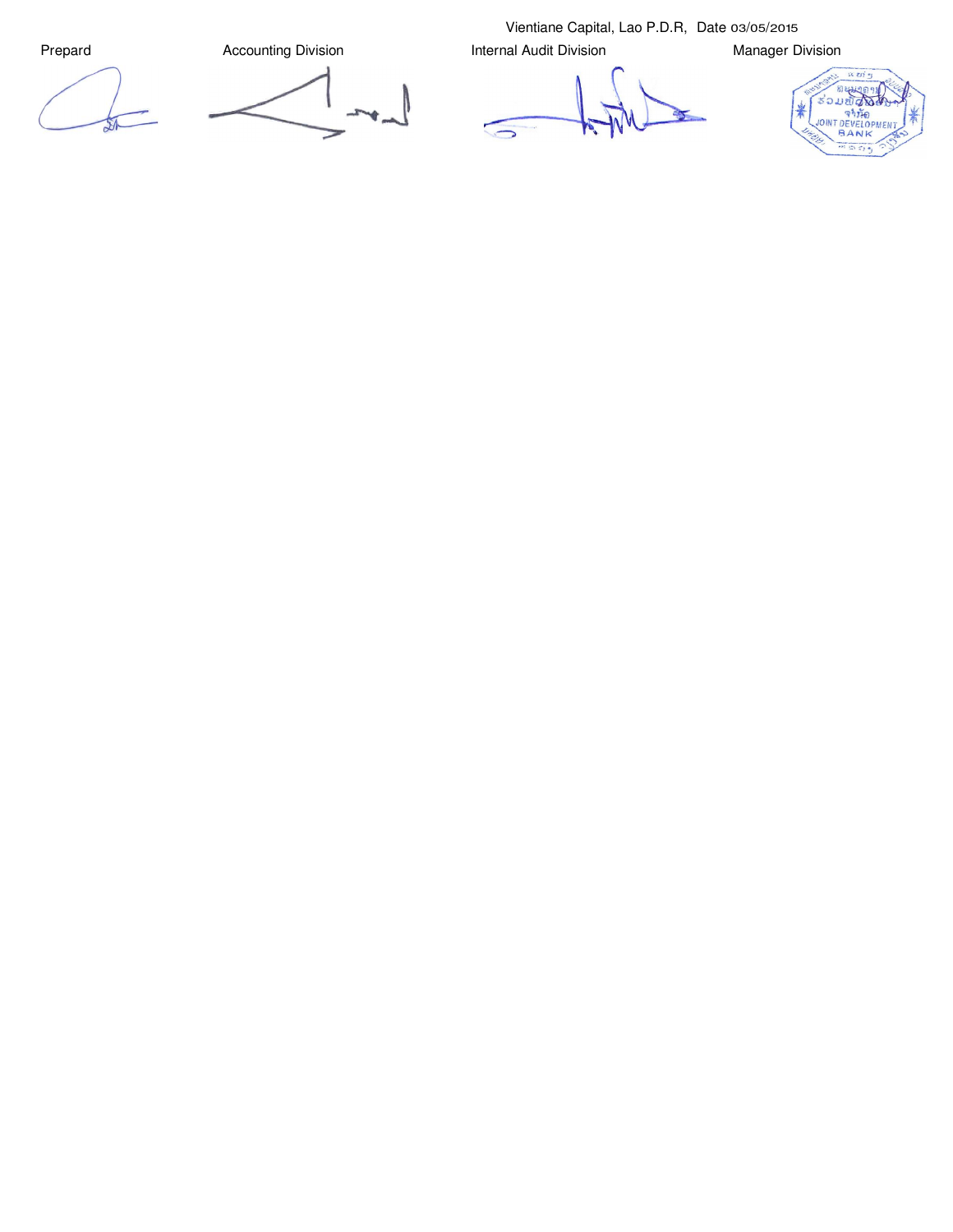Vientiane Capital, Lao P.D.R, Date 03/05/2015

| Prepard | Accounting Division | Internal Audit Division | Manager Division |
| --- | --- | --- | --- |
| | | | JOINT DEVELOPMENT BANK |